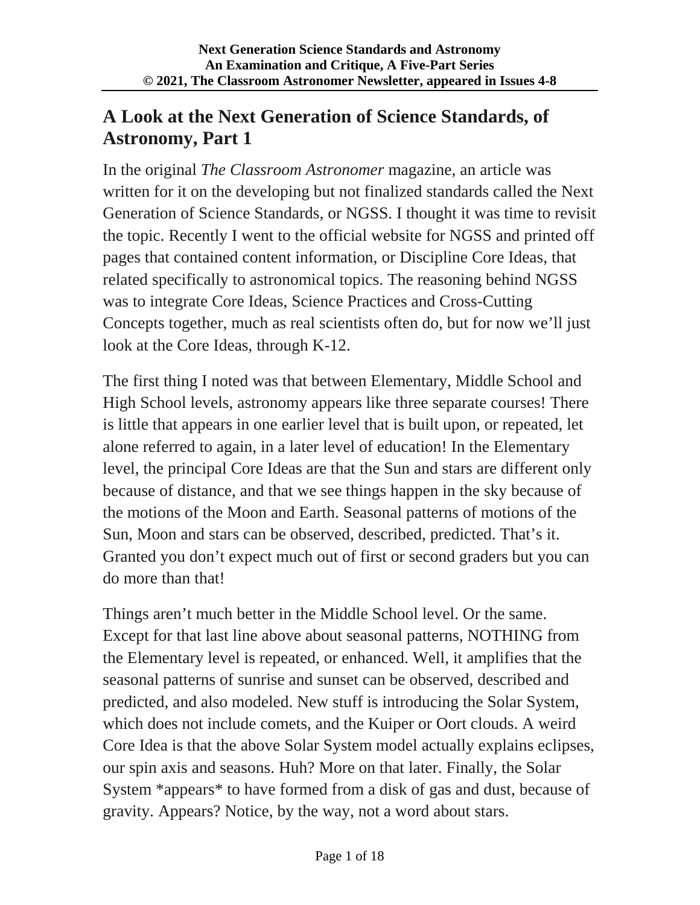**Next Generation Science Standards and Astronomy**
**An Examination and Critique, A Five-Part Series**
**© 2021, The Classroom Astronomer Newsletter, appeared in Issues 4-8**

# A Look at the Next Generation of Science Standards, of Astronomy, Part 1

In the original *The Classroom Astronomer* magazine, an article was written for it on the developing but not finalized standards called the Next Generation of Science Standards, or NGSS. I thought it was time to revisit the topic. Recently I went to the official website for NGSS and printed off pages that contained content information, or Discipline Core Ideas, that related specifically to astronomical topics. The reasoning behind NGSS was to integrate Core Ideas, Science Practices and Cross-Cutting Concepts together, much as real scientists often do, but for now we'll just look at the Core Ideas, through K-12.

The first thing I noted was that between Elementary, Middle School and High School levels, astronomy appears like three separate courses! There is little that appears in one earlier level that is built upon, or repeated, let alone referred to again, in a later level of education! In the Elementary level, the principal Core Ideas are that the Sun and stars are different only because of distance, and that we see things happen in the sky because of the motions of the Moon and Earth. Seasonal patterns of motions of the Sun, Moon and stars can be observed, described, predicted. That's it. Granted you don't expect much out of first or second graders but you can do more than that!

Things aren't much better in the Middle School level. Or the same. Except for that last line above about seasonal patterns, NOTHING from the Elementary level is repeated, or enhanced. Well, it amplifies that the seasonal patterns of sunrise and sunset can be observed, described and predicted, and also modeled. New stuff is introducing the Solar System, which does not include comets, and the Kuiper or Oort clouds. A weird Core Idea is that the above Solar System model actually explains eclipses, our spin axis and seasons. Huh? More on that later. Finally, the Solar System *appears* to have formed from a disk of gas and dust, because of gravity. Appears? Notice, by the way, not a word about stars.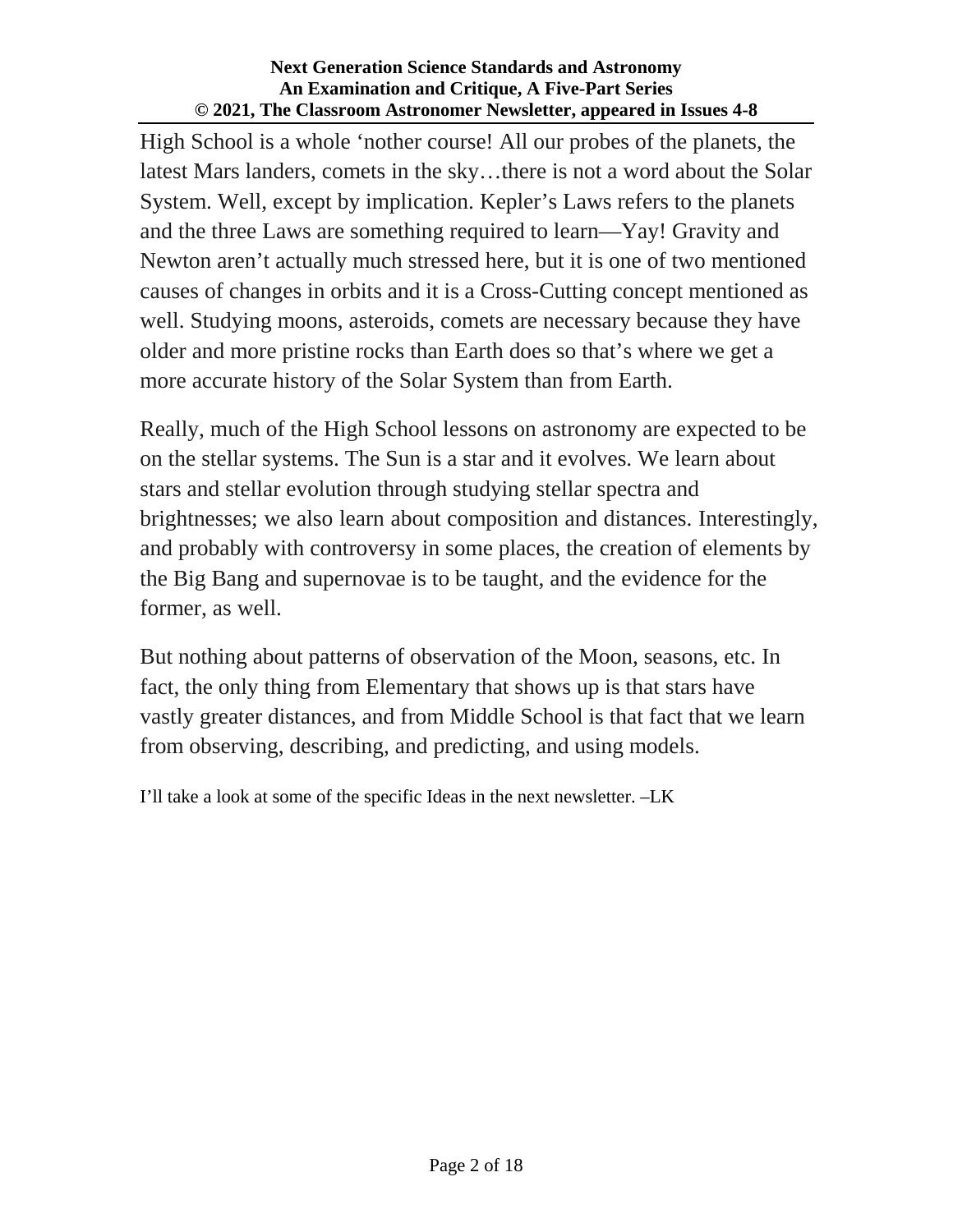High School is a whole ‘nother course! All our probes of the planets, the latest Mars landers, comets in the sky…there is not a word about the Solar System. Well, except by implication. Kepler’s Laws refers to the planets and the three Laws are something required to learn—Yay! Gravity and Newton aren’t actually much stressed here, but it is one of two mentioned causes of changes in orbits and it is a Cross-Cutting concept mentioned as well. Studying moons, asteroids, comets are necessary because they have older and more pristine rocks than Earth does so that’s where we get a more accurate history of the Solar System than from Earth.

Really, much of the High School lessons on astronomy are expected to be on the stellar systems. The Sun is a star and it evolves. We learn about stars and stellar evolution through studying stellar spectra and brightnesses; we also learn about composition and distances. Interestingly, and probably with controversy in some places, the creation of elements by the Big Bang and supernovae is to be taught, and the evidence for the former, as well.

But nothing about patterns of observation of the Moon, seasons, etc. In fact, the only thing from Elementary that shows up is that stars have vastly greater distances, and from Middle School is that fact that we learn from observing, describing, and predicting, and using models.

I’ll take a look at some of the specific Ideas in the next newsletter. –LK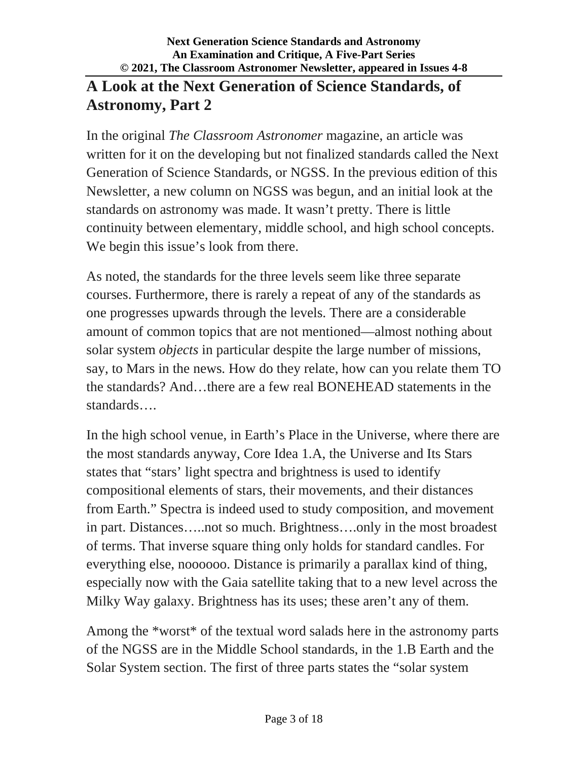## A Look at the Next Generation of Science Standards, of Astronomy, Part 2

In the original *The Classroom Astronomer* magazine, an article was written for it on the developing but not finalized standards called the Next Generation of Science Standards, or NGSS. In the previous edition of this Newsletter, a new column on NGSS was begun, and an initial look at the standards on astronomy was made. It wasn't pretty. There is little continuity between elementary, middle school, and high school concepts. We begin this issue's look from there.

As noted, the standards for the three levels seem like three separate courses. Furthermore, there is rarely a repeat of any of the standards as one progresses upwards through the levels. There are a considerable amount of common topics that are not mentioned—almost nothing about solar system *objects* in particular despite the large number of missions, say, to Mars in the news. How do they relate, how can you relate them TO the standards? And…there are a few real BONEHEAD statements in the standards….

In the high school venue, in Earth's Place in the Universe, where there are the most standards anyway, Core Idea 1.A, the Universe and Its Stars states that "stars' light spectra and brightness is used to identify compositional elements of stars, their movements, and their distances from Earth." Spectra is indeed used to study composition, and movement in part. Distances…..not so much. Brightness….only in the most broadest of terms. That inverse square thing only holds for standard candles. For everything else, noooooo. Distance is primarily a parallax kind of thing, especially now with the Gaia satellite taking that to a new level across the Milky Way galaxy. Brightness has its uses; these aren't any of them.

Among the *worst* of the textual word salads here in the astronomy parts of the NGSS are in the Middle School standards, in the 1.B Earth and the Solar System section. The first of three parts states the "solar system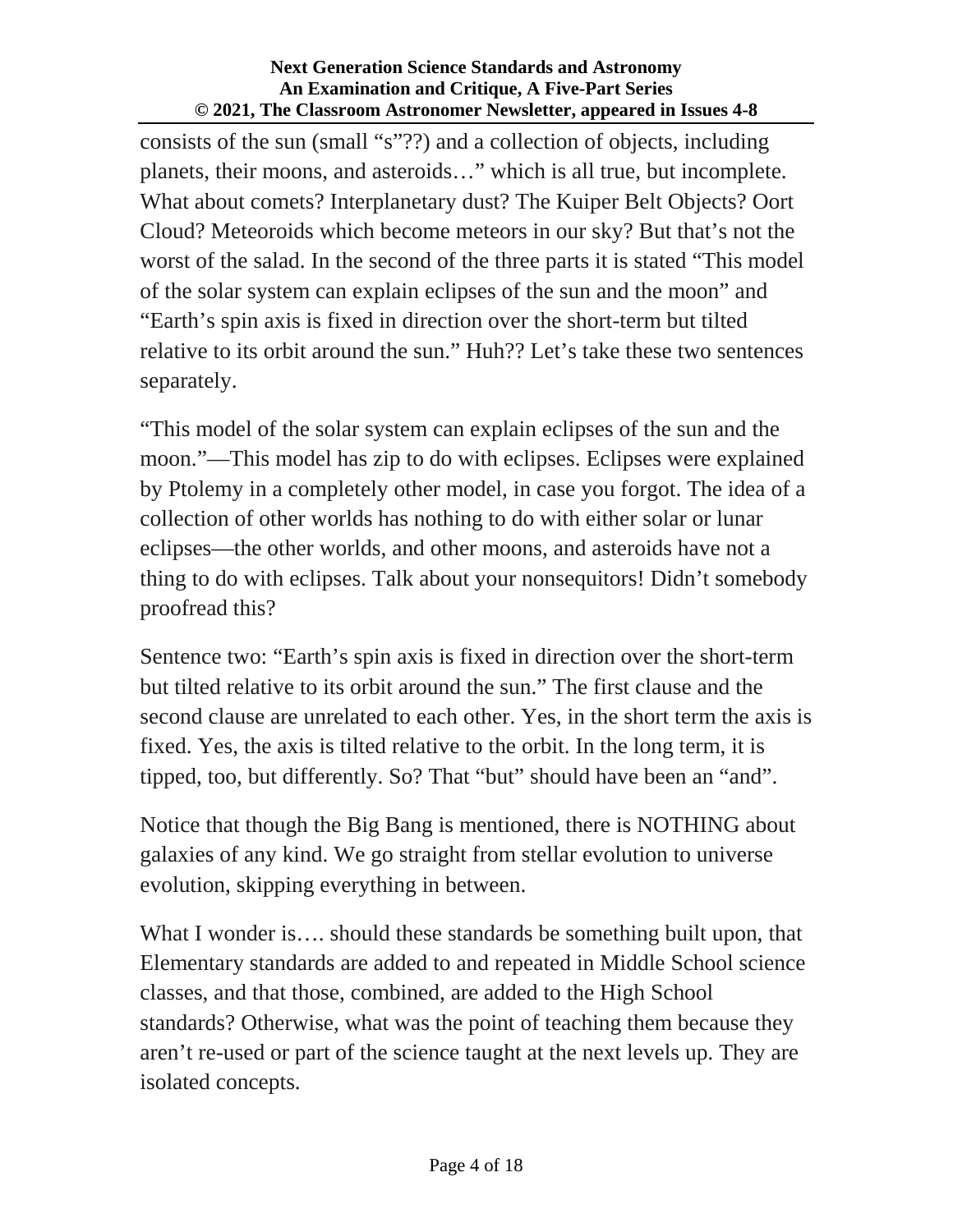consists of the sun (small “s”??) and a collection of objects, including planets, their moons, and asteroids…” which is all true, but incomplete. What about comets? Interplanetary dust? The Kuiper Belt Objects? Oort Cloud? Meteoroids which become meteors in our sky? But that’s not the worst of the salad. In the second of the three parts it is stated “This model of the solar system can explain eclipses of the sun and the moon” and “Earth’s spin axis is fixed in direction over the short-term but tilted relative to its orbit around the sun.” Huh?? Let’s take these two sentences separately.

“This model of the solar system can explain eclipses of the sun and the moon.”—This model has zip to do with eclipses. Eclipses were explained by Ptolemy in a completely other model, in case you forgot. The idea of a collection of other worlds has nothing to do with either solar or lunar eclipses—the other worlds, and other moons, and asteroids have not a thing to do with eclipses. Talk about your nonsequitors! Didn’t somebody proofread this?

Sentence two: “Earth’s spin axis is fixed in direction over the short-term but tilted relative to its orbit around the sun.” The first clause and the second clause are unrelated to each other. Yes, in the short term the axis is fixed. Yes, the axis is tilted relative to the orbit. In the long term, it is tipped, too, but differently. So? That “but” should have been an “and”.

Notice that though the Big Bang is mentioned, there is NOTHING about galaxies of any kind. We go straight from stellar evolution to universe evolution, skipping everything in between.

What I wonder is…. should these standards be something built upon, that Elementary standards are added to and repeated in Middle School science classes, and that those, combined, are added to the High School standards? Otherwise, what was the point of teaching them because they aren’t re-used or part of the science taught at the next levels up. They are isolated concepts.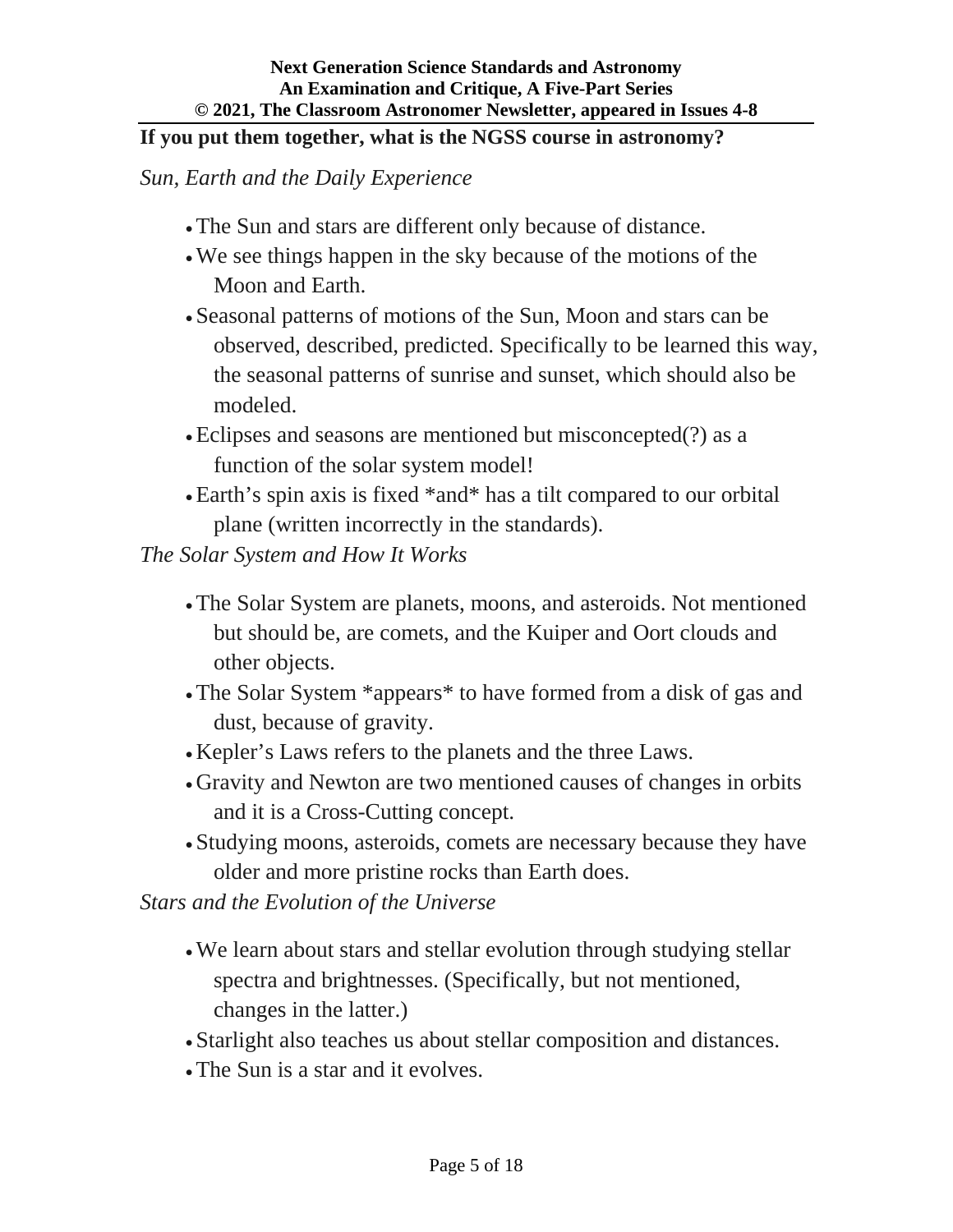**If you put them together, what is the NGSS course in astronomy?**

*Sun, Earth and the Daily Experience*

- The Sun and stars are different only because of distance.
- We see things happen in the sky because of the motions of the Moon and Earth.
- Seasonal patterns of motions of the Sun, Moon and stars can be observed, described, predicted. Specifically to be learned this way, the seasonal patterns of sunrise and sunset, which should also be modeled.
- Eclipses and seasons are mentioned but misconcepted(?) as a function of the solar system model!
- Earth's spin axis is fixed *and* has a tilt compared to our orbital plane (written incorrectly in the standards).

*The Solar System and How It Works*

- The Solar System are planets, moons, and asteroids. Not mentioned but should be, are comets, and the Kuiper and Oort clouds and other objects.
- The Solar System *appears* to have formed from a disk of gas and dust, because of gravity.
- Kepler's Laws refers to the planets and the three Laws.
- Gravity and Newton are two mentioned causes of changes in orbits and it is a Cross-Cutting concept.
- Studying moons, asteroids, comets are necessary because they have older and more pristine rocks than Earth does.

*Stars and the Evolution of the Universe*

- We learn about stars and stellar evolution through studying stellar spectra and brightnesses. (Specifically, but not mentioned, changes in the latter.)
- Starlight also teaches us about stellar composition and distances.
- The Sun is a star and it evolves.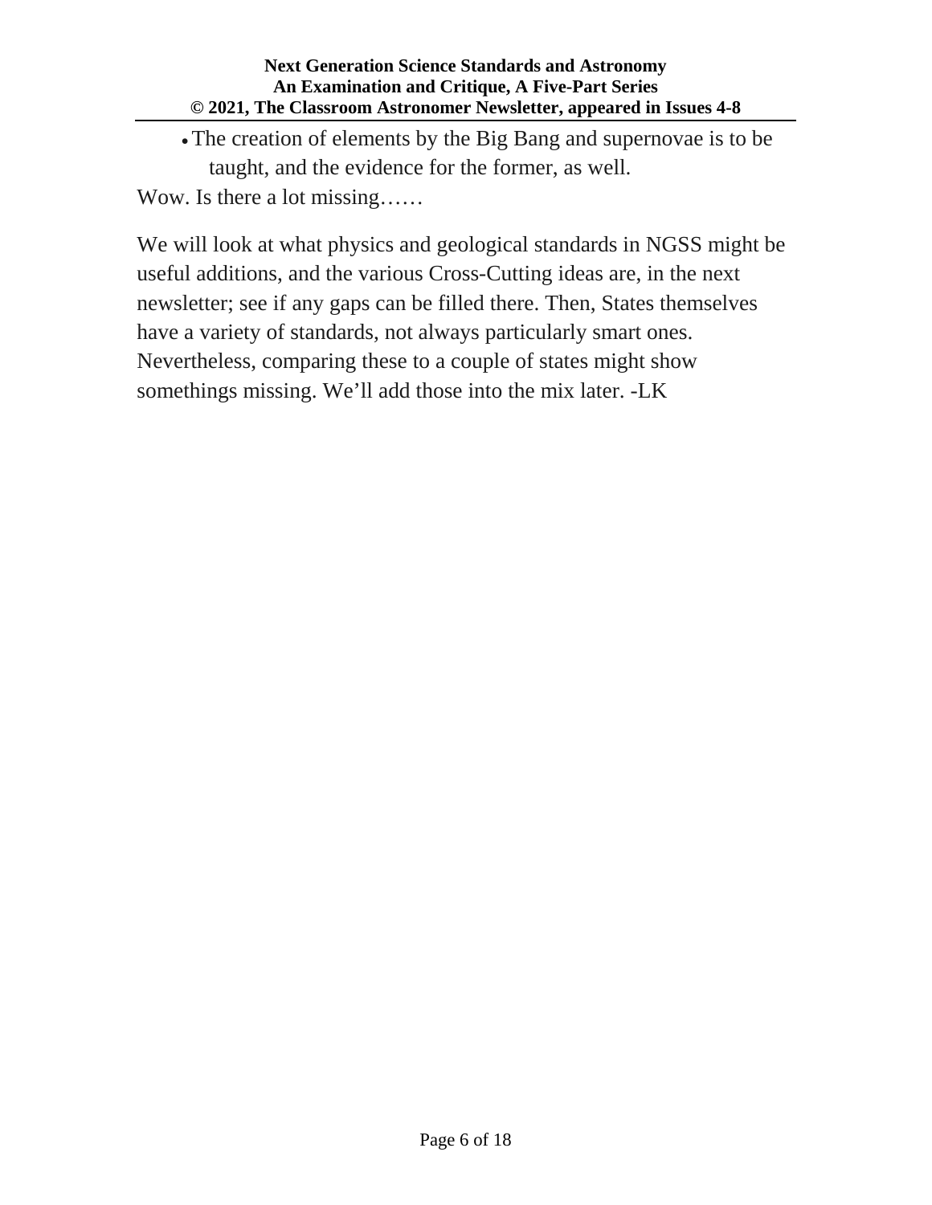- The creation of elements by the Big Bang and supernovae is to be taught, and the evidence for the former, as well.

Wow. Is there a lot missing……

We will look at what physics and geological standards in NGSS might be useful additions, and the various Cross-Cutting ideas are, in the next newsletter; see if any gaps can be filled there. Then, States themselves have a variety of standards, not always particularly smart ones. Nevertheless, comparing these to a couple of states might show somethings missing. We'll add those into the mix later. -LK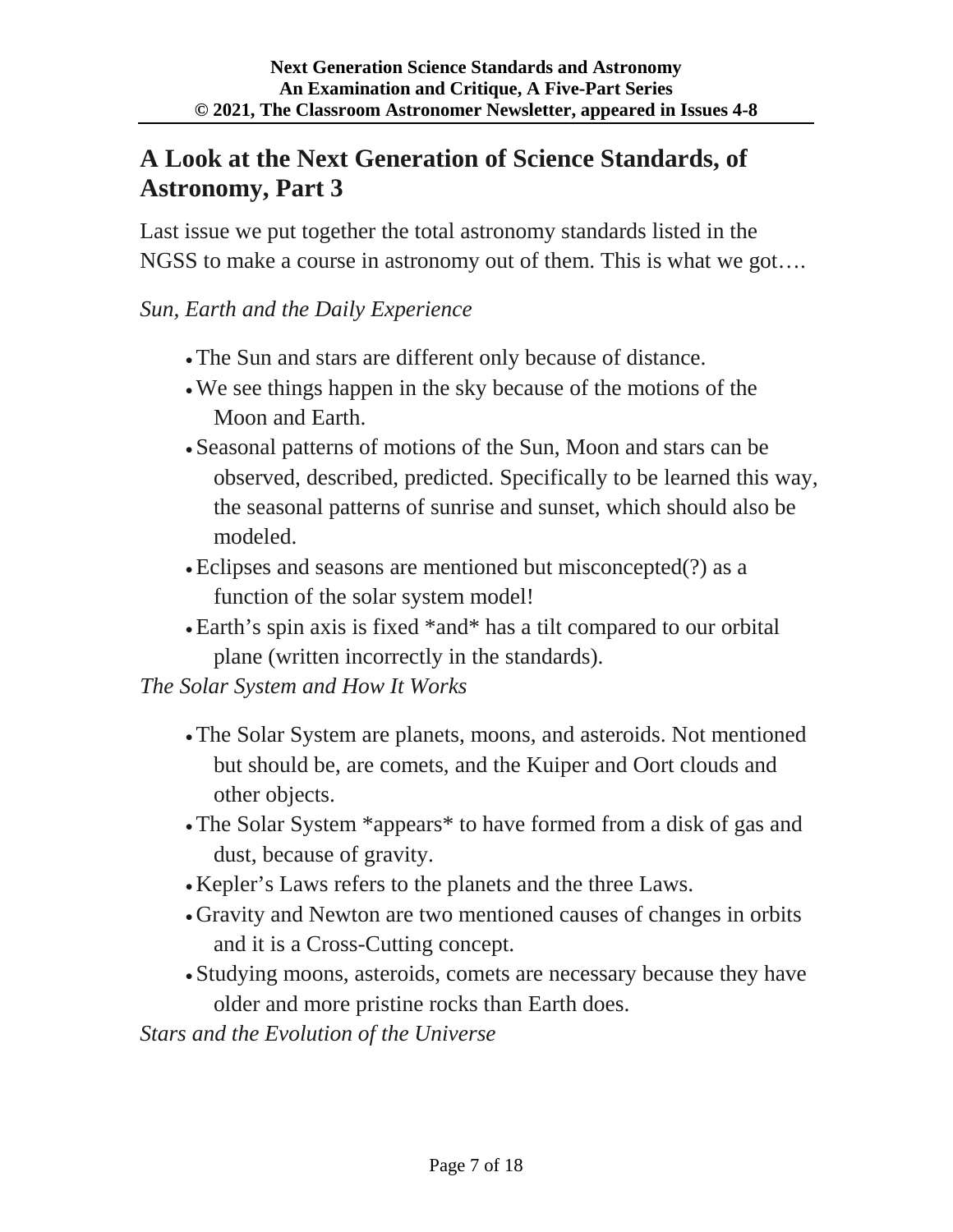## A Look at the Next Generation of Science Standards, of Astronomy, Part 3

Last issue we put together the total astronomy standards listed in the NGSS to make a course in astronomy out of them. This is what we got….

*Sun, Earth and the Daily Experience*

- The Sun and stars are different only because of distance.
- We see things happen in the sky because of the motions of the Moon and Earth.
- Seasonal patterns of motions of the Sun, Moon and stars can be observed, described, predicted. Specifically to be learned this way, the seasonal patterns of sunrise and sunset, which should also be modeled.
- Eclipses and seasons are mentioned but misconcepted(?) as a function of the solar system model!
- Earth's spin axis is fixed *and* has a tilt compared to our orbital plane (written incorrectly in the standards).

*The Solar System and How It Works*

- The Solar System are planets, moons, and asteroids. Not mentioned but should be, are comets, and the Kuiper and Oort clouds and other objects.
- The Solar System *appears* to have formed from a disk of gas and dust, because of gravity.
- Kepler's Laws refers to the planets and the three Laws.
- Gravity and Newton are two mentioned causes of changes in orbits and it is a Cross-Cutting concept.
- Studying moons, asteroids, comets are necessary because they have older and more pristine rocks than Earth does.

*Stars and the Evolution of the Universe*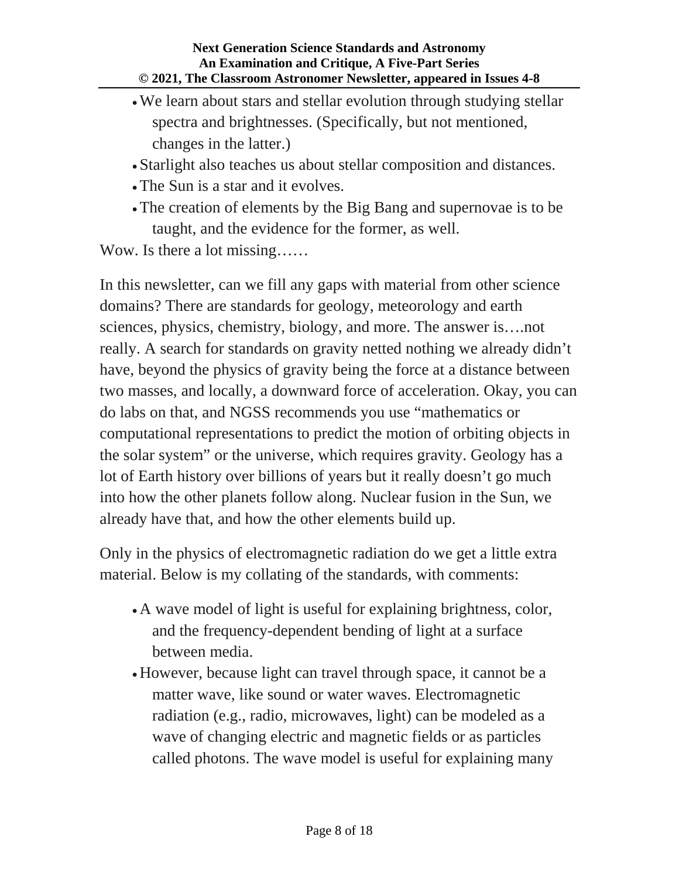- We learn about stars and stellar evolution through studying stellar spectra and brightnesses. (Specifically, but not mentioned, changes in the latter.)
- Starlight also teaches us about stellar composition and distances.
- The Sun is a star and it evolves.
- The creation of elements by the Big Bang and supernovae is to be taught, and the evidence for the former, as well.

Wow. Is there a lot missing……

In this newsletter, can we fill any gaps with material from other science domains? There are standards for geology, meteorology and earth sciences, physics, chemistry, biology, and more. The answer is….not really. A search for standards on gravity netted nothing we already didn't have, beyond the physics of gravity being the force at a distance between two masses, and locally, a downward force of acceleration. Okay, you can do labs on that, and NGSS recommends you use "mathematics or computational representations to predict the motion of orbiting objects in the solar system" or the universe, which requires gravity. Geology has a lot of Earth history over billions of years but it really doesn't go much into how the other planets follow along. Nuclear fusion in the Sun, we already have that, and how the other elements build up.

Only in the physics of electromagnetic radiation do we get a little extra material. Below is my collating of the standards, with comments:

- A wave model of light is useful for explaining brightness, color, and the frequency-dependent bending of light at a surface between media.
- However, because light can travel through space, it cannot be a matter wave, like sound or water waves. Electromagnetic radiation (e.g., radio, microwaves, light) can be modeled as a wave of changing electric and magnetic fields or as particles called photons. The wave model is useful for explaining many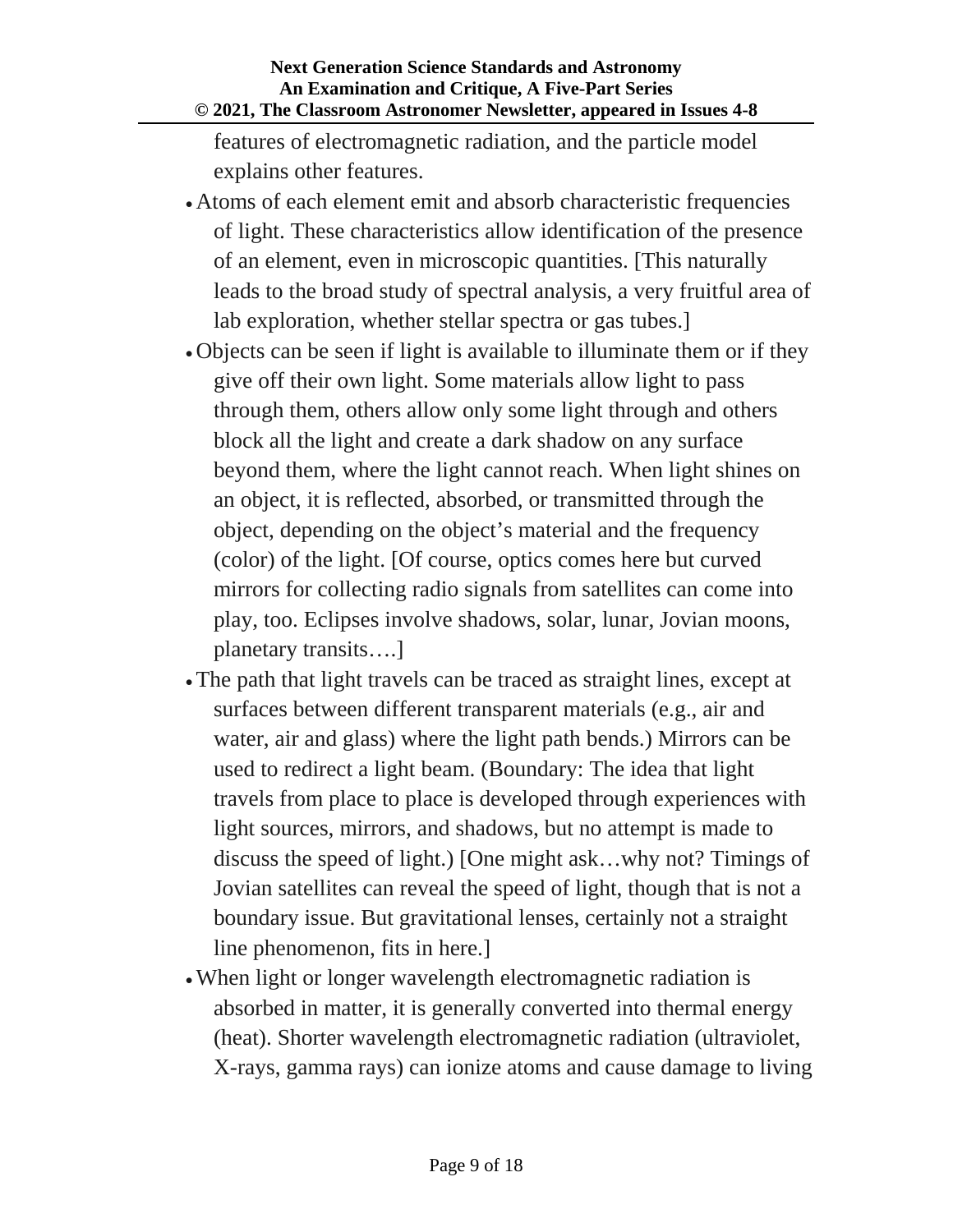features of electromagnetic radiation, and the particle model explains other features.

- Atoms of each element emit and absorb characteristic frequencies of light. These characteristics allow identification of the presence of an element, even in microscopic quantities. [This naturally leads to the broad study of spectral analysis, a very fruitful area of lab exploration, whether stellar spectra or gas tubes.]
- Objects can be seen if light is available to illuminate them or if they give off their own light. Some materials allow light to pass through them, others allow only some light through and others block all the light and create a dark shadow on any surface beyond them, where the light cannot reach. When light shines on an object, it is reflected, absorbed, or transmitted through the object, depending on the object's material and the frequency (color) of the light. [Of course, optics comes here but curved mirrors for collecting radio signals from satellites can come into play, too. Eclipses involve shadows, solar, lunar, Jovian moons, planetary transits….]
- The path that light travels can be traced as straight lines, except at surfaces between different transparent materials (e.g., air and water, air and glass) where the light path bends.) Mirrors can be used to redirect a light beam. (Boundary: The idea that light travels from place to place is developed through experiences with light sources, mirrors, and shadows, but no attempt is made to discuss the speed of light.) [One might ask…why not? Timings of Jovian satellites can reveal the speed of light, though that is not a boundary issue. But gravitational lenses, certainly not a straight line phenomenon, fits in here.]
- When light or longer wavelength electromagnetic radiation is absorbed in matter, it is generally converted into thermal energy (heat). Shorter wavelength electromagnetic radiation (ultraviolet, X-rays, gamma rays) can ionize atoms and cause damage to living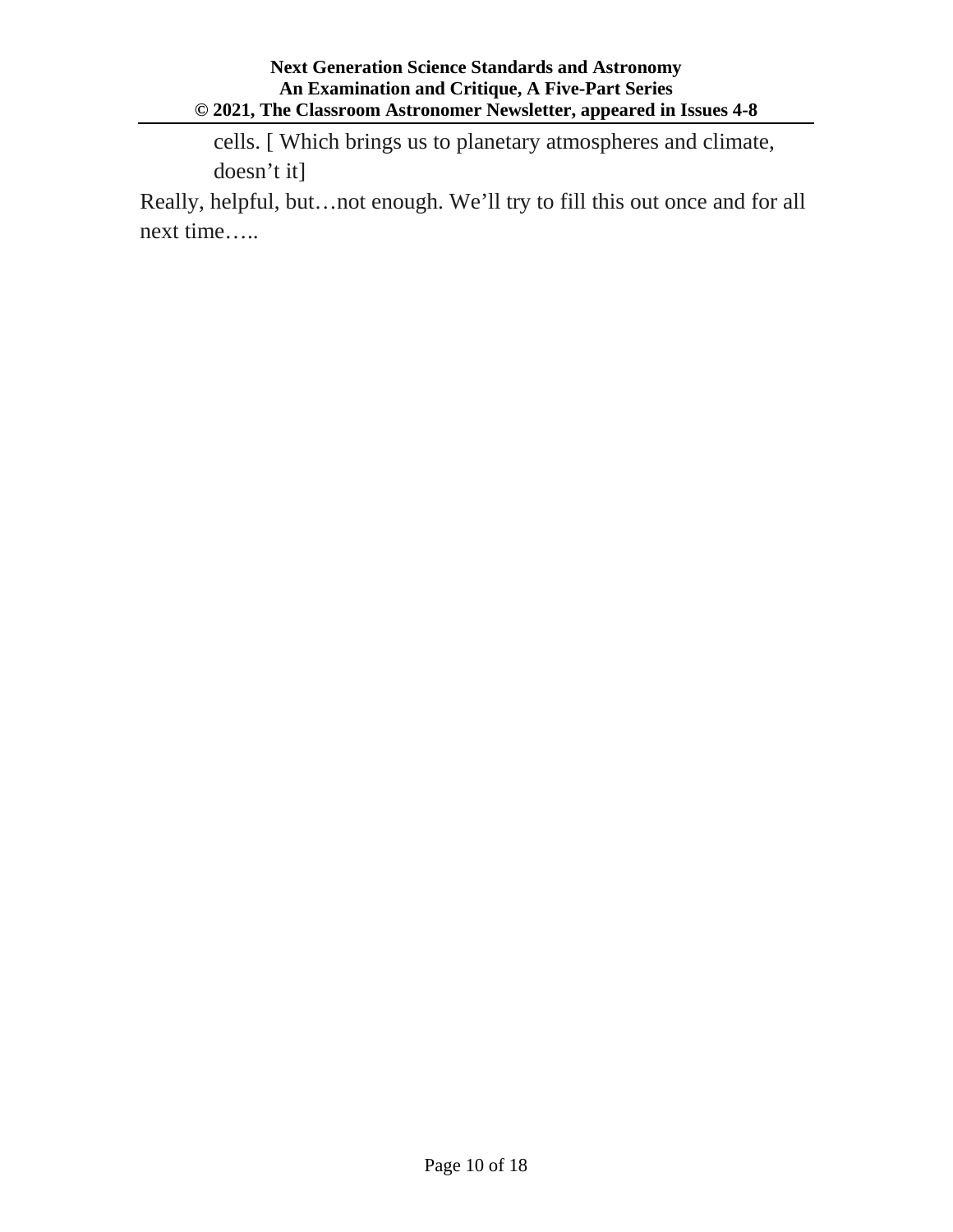cells. [ Which brings us to planetary atmospheres and climate, doesn't it]

Really, helpful, but…not enough. We'll try to fill this out once and for all next time…..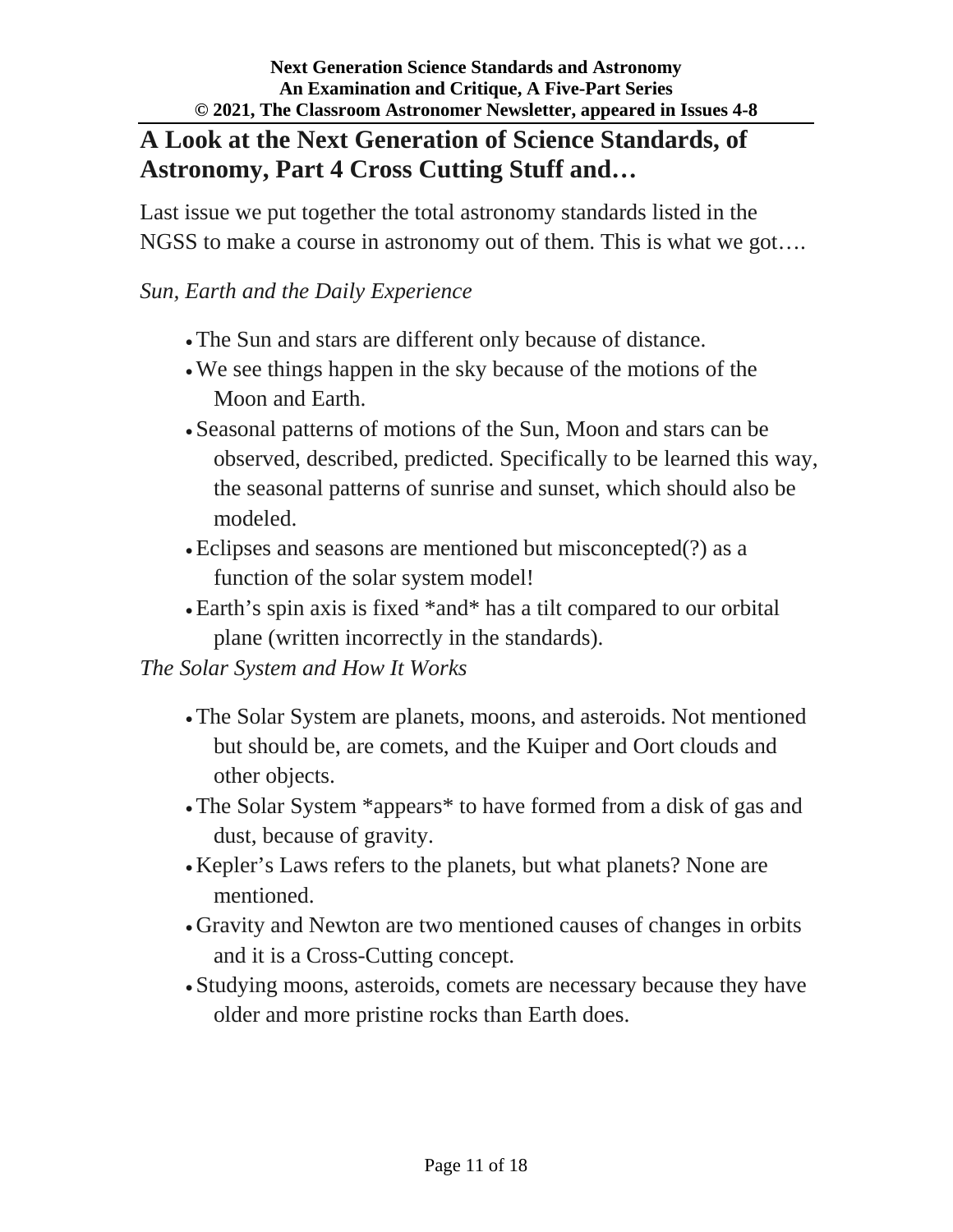## A Look at the Next Generation of Science Standards, of Astronomy, Part 4 Cross Cutting Stuff and…

Last issue we put together the total astronomy standards listed in the NGSS to make a course in astronomy out of them. This is what we got….

*Sun, Earth and the Daily Experience*

- The Sun and stars are different only because of distance.
- We see things happen in the sky because of the motions of the Moon and Earth.
- Seasonal patterns of motions of the Sun, Moon and stars can be observed, described, predicted. Specifically to be learned this way, the seasonal patterns of sunrise and sunset, which should also be modeled.
- Eclipses and seasons are mentioned but misconcepted(?) as a function of the solar system model!
- Earth's spin axis is fixed *and* has a tilt compared to our orbital plane (written incorrectly in the standards).

*The Solar System and How It Works*

- The Solar System are planets, moons, and asteroids. Not mentioned but should be, are comets, and the Kuiper and Oort clouds and other objects.
- The Solar System *appears* to have formed from a disk of gas and dust, because of gravity.
- Kepler's Laws refers to the planets, but what planets? None are mentioned.
- Gravity and Newton are two mentioned causes of changes in orbits and it is a Cross-Cutting concept.
- Studying moons, asteroids, comets are necessary because they have older and more pristine rocks than Earth does.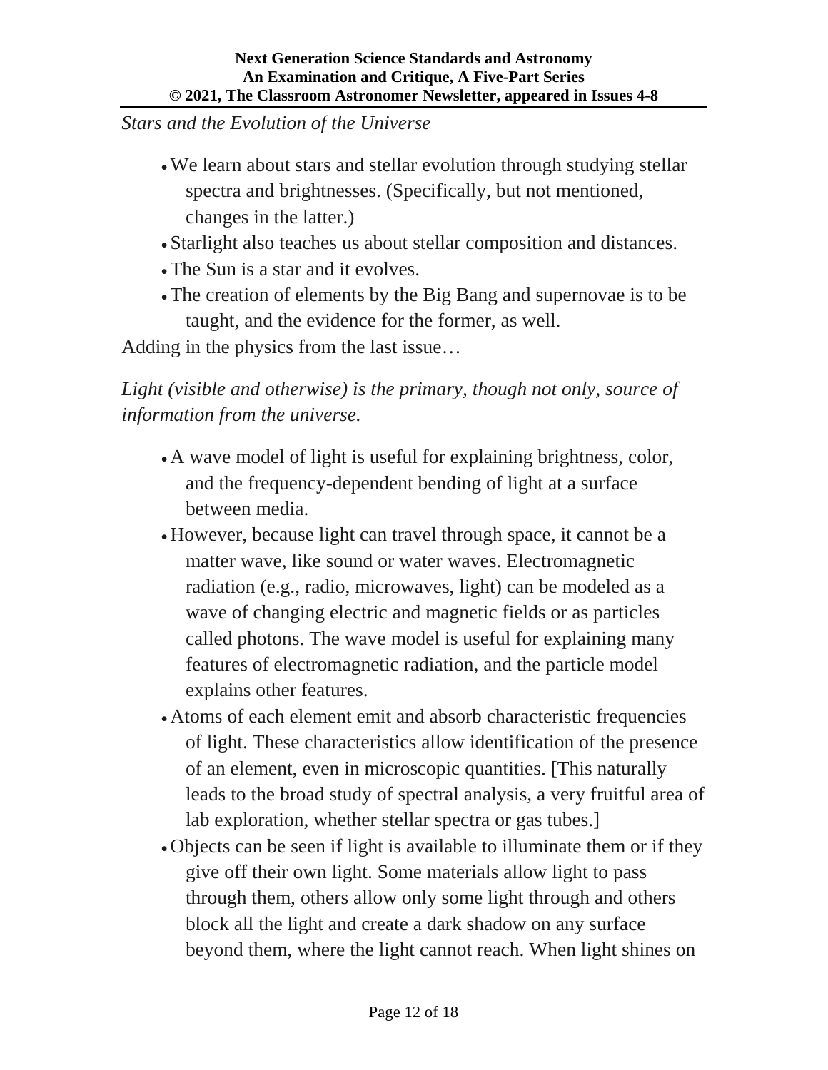*Stars and the Evolution of the Universe*

- We learn about stars and stellar evolution through studying stellar spectra and brightnesses. (Specifically, but not mentioned, changes in the latter.)
- Starlight also teaches us about stellar composition and distances.
- The Sun is a star and it evolves.
- The creation of elements by the Big Bang and supernovae is to be taught, and the evidence for the former, as well.

Adding in the physics from the last issue…

*Light (visible and otherwise) is the primary, though not only, source of information from the universe.*

- A wave model of light is useful for explaining brightness, color, and the frequency-dependent bending of light at a surface between media.
- However, because light can travel through space, it cannot be a matter wave, like sound or water waves. Electromagnetic radiation (e.g., radio, microwaves, light) can be modeled as a wave of changing electric and magnetic fields or as particles called photons. The wave model is useful for explaining many features of electromagnetic radiation, and the particle model explains other features.
- Atoms of each element emit and absorb characteristic frequencies of light. These characteristics allow identification of the presence of an element, even in microscopic quantities. [This naturally leads to the broad study of spectral analysis, a very fruitful area of lab exploration, whether stellar spectra or gas tubes.]
- Objects can be seen if light is available to illuminate them or if they give off their own light. Some materials allow light to pass through them, others allow only some light through and others block all the light and create a dark shadow on any surface beyond them, where the light cannot reach. When light shines on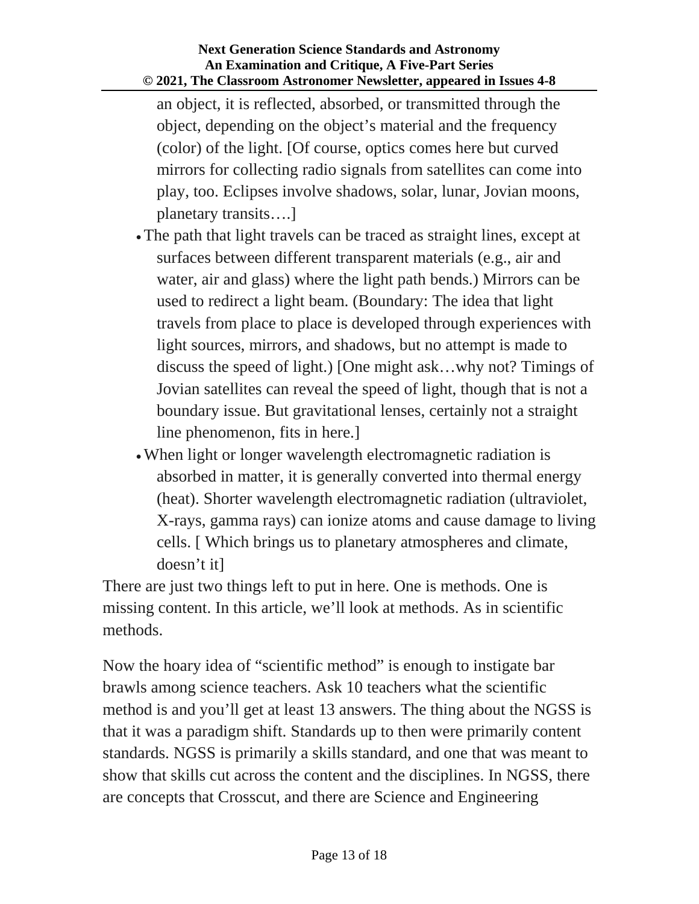an object, it is reflected, absorbed, or transmitted through the object, depending on the object's material and the frequency (color) of the light. [Of course, optics comes here but curved mirrors for collecting radio signals from satellites can come into play, too. Eclipses involve shadows, solar, lunar, Jovian moons, planetary transits….]

- The path that light travels can be traced as straight lines, except at surfaces between different transparent materials (e.g., air and water, air and glass) where the light path bends.) Mirrors can be used to redirect a light beam. (Boundary: The idea that light travels from place to place is developed through experiences with light sources, mirrors, and shadows, but no attempt is made to discuss the speed of light.) [One might ask…why not? Timings of Jovian satellites can reveal the speed of light, though that is not a boundary issue. But gravitational lenses, certainly not a straight line phenomenon, fits in here.]
- When light or longer wavelength electromagnetic radiation is absorbed in matter, it is generally converted into thermal energy (heat). Shorter wavelength electromagnetic radiation (ultraviolet, X-rays, gamma rays) can ionize atoms and cause damage to living cells. [ Which brings us to planetary atmospheres and climate, doesn't it]

There are just two things left to put in here. One is methods. One is missing content. In this article, we'll look at methods. As in scientific methods.

Now the hoary idea of "scientific method" is enough to instigate bar brawls among science teachers. Ask 10 teachers what the scientific method is and you'll get at least 13 answers. The thing about the NGSS is that it was a paradigm shift. Standards up to then were primarily content standards. NGSS is primarily a skills standard, and one that was meant to show that skills cut across the content and the disciplines. In NGSS, there are concepts that Crosscut, and there are Science and Engineering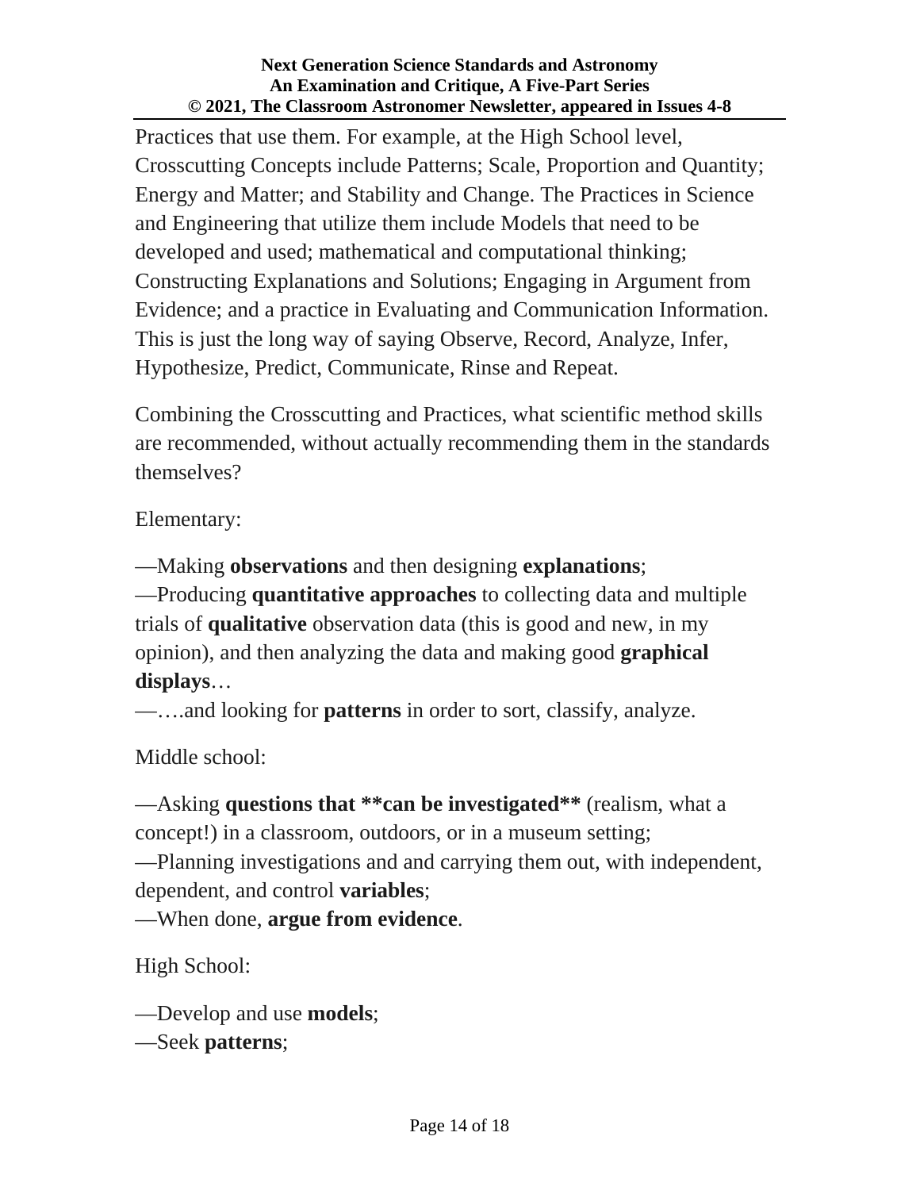Practices that use them. For example, at the High School level, Crosscutting Concepts include Patterns; Scale, Proportion and Quantity; Energy and Matter; and Stability and Change. The Practices in Science and Engineering that utilize them include Models that need to be developed and used; mathematical and computational thinking; Constructing Explanations and Solutions; Engaging in Argument from Evidence; and a practice in Evaluating and Communication Information. This is just the long way of saying Observe, Record, Analyze, Infer, Hypothesize, Predict, Communicate, Rinse and Repeat.

Combining the Crosscutting and Practices, what scientific method skills are recommended, without actually recommending them in the standards themselves?

Elementary:

—Making **observations** and then designing **explanations**;
—Producing **quantitative approaches** to collecting data and multiple trials of **qualitative** observation data (this is good and new, in my opinion), and then analyzing the data and making good **graphical displays**…
—….and looking for **patterns** in order to sort, classify, analyze.

Middle school:

—Asking **questions that **can be investigated**** (realism, what a concept!) in a classroom, outdoors, or in a museum setting;
—Planning investigations and and carrying them out, with independent, dependent, and control **variables**;
—When done, **argue from evidence**.

High School:

—Develop and use **models**;
—Seek **patterns**;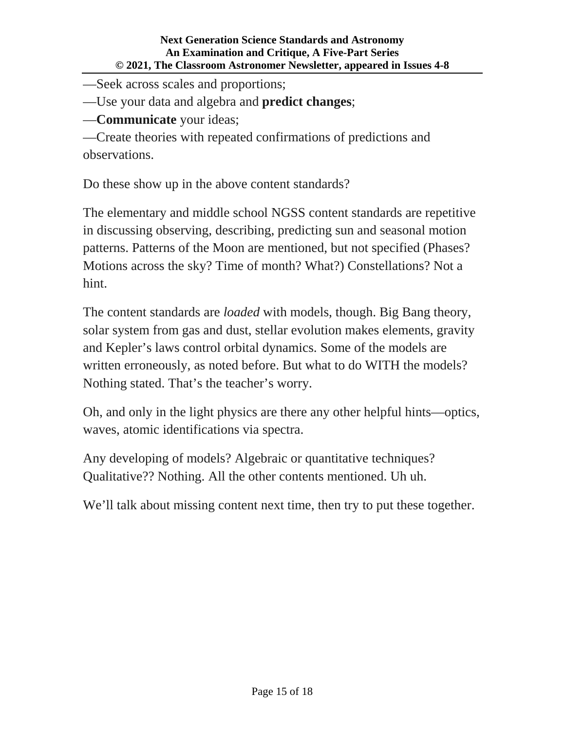—Seek across scales and proportions;

—Use your data and algebra and **predict changes**;

—**Communicate** your ideas;

—Create theories with repeated confirmations of predictions and observations.

Do these show up in the above content standards?

The elementary and middle school NGSS content standards are repetitive in discussing observing, describing, predicting sun and seasonal motion patterns. Patterns of the Moon are mentioned, but not specified (Phases? Motions across the sky? Time of month? What?) Constellations? Not a hint.

The content standards are *loaded* with models, though. Big Bang theory, solar system from gas and dust, stellar evolution makes elements, gravity and Kepler's laws control orbital dynamics. Some of the models are written erroneously, as noted before. But what to do WITH the models? Nothing stated. That's the teacher's worry.

Oh, and only in the light physics are there any other helpful hints—optics, waves, atomic identifications via spectra.

Any developing of models? Algebraic or quantitative techniques? Qualitative?? Nothing. All the other contents mentioned. Uh uh.

We'll talk about missing content next time, then try to put these together.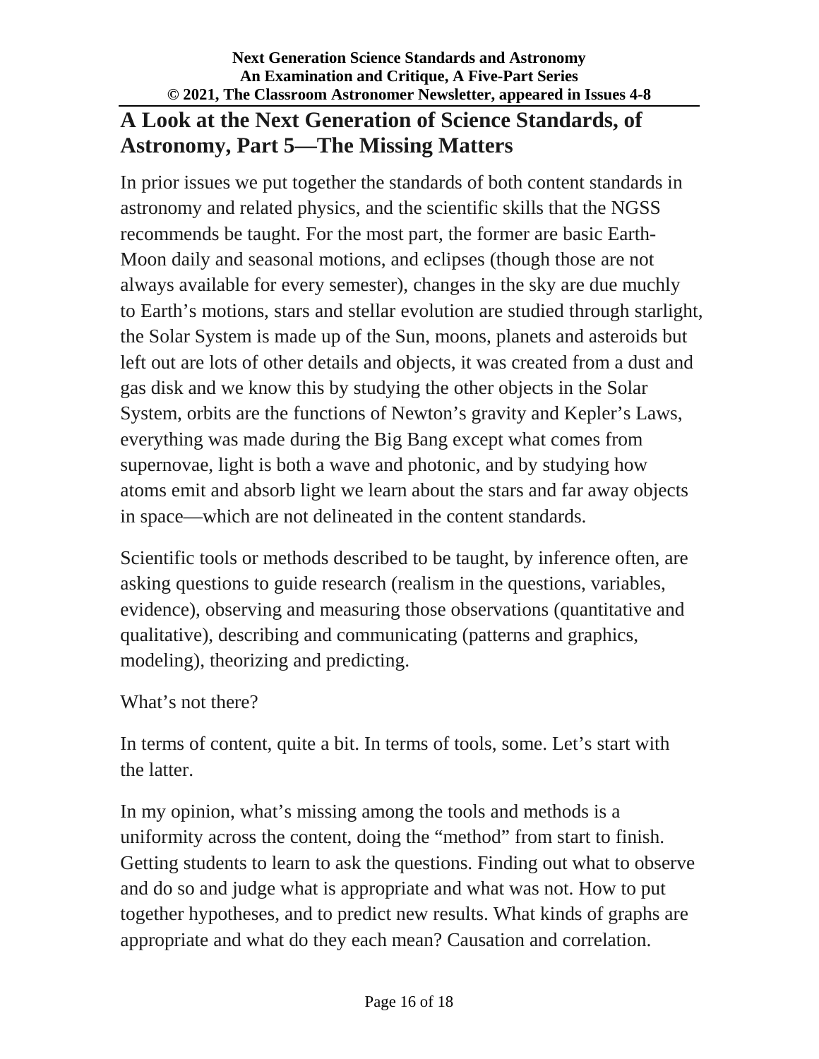## A Look at the Next Generation of Science Standards, of Astronomy, Part 5—The Missing Matters

In prior issues we put together the standards of both content standards in astronomy and related physics, and the scientific skills that the NGSS recommends be taught. For the most part, the former are basic Earth-Moon daily and seasonal motions, and eclipses (though those are not always available for every semester), changes in the sky are due muchly to Earth's motions, stars and stellar evolution are studied through starlight, the Solar System is made up of the Sun, moons, planets and asteroids but left out are lots of other details and objects, it was created from a dust and gas disk and we know this by studying the other objects in the Solar System, orbits are the functions of Newton's gravity and Kepler's Laws, everything was made during the Big Bang except what comes from supernovae, light is both a wave and photonic, and by studying how atoms emit and absorb light we learn about the stars and far away objects in space—which are not delineated in the content standards.

Scientific tools or methods described to be taught, by inference often, are asking questions to guide research (realism in the questions, variables, evidence), observing and measuring those observations (quantitative and qualitative), describing and communicating (patterns and graphics, modeling), theorizing and predicting.

What's not there?

In terms of content, quite a bit. In terms of tools, some. Let's start with the latter.

In my opinion, what's missing among the tools and methods is a uniformity across the content, doing the "method" from start to finish. Getting students to learn to ask the questions. Finding out what to observe and do so and judge what is appropriate and what was not. How to put together hypotheses, and to predict new results. What kinds of graphs are appropriate and what do they each mean? Causation and correlation.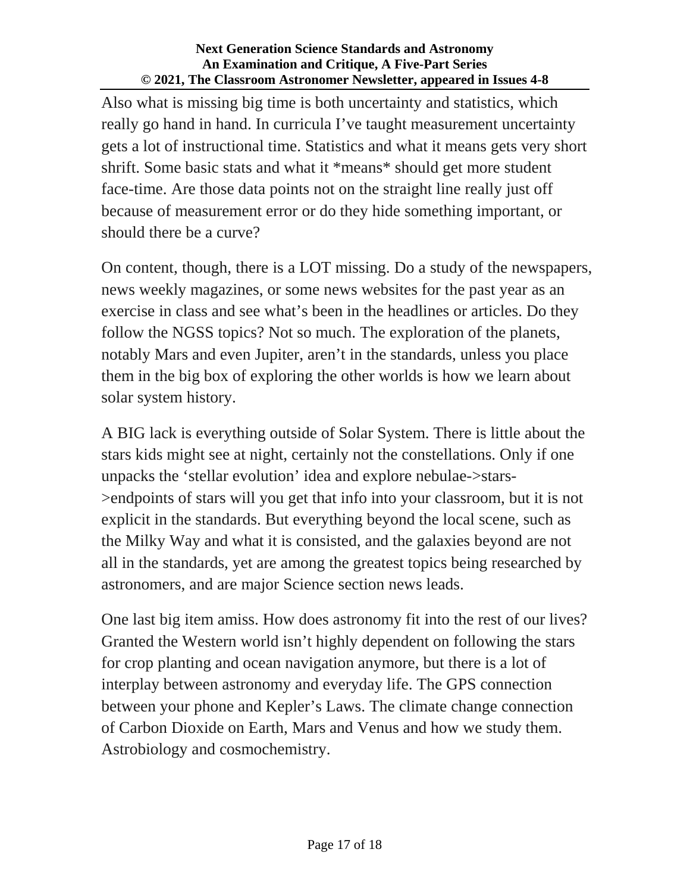Also what is missing big time is both uncertainty and statistics, which really go hand in hand. In curricula I've taught measurement uncertainty gets a lot of instructional time. Statistics and what it means gets very short shrift. Some basic stats and what it *means* should get more student face-time. Are those data points not on the straight line really just off because of measurement error or do they hide something important, or should there be a curve?

On content, though, there is a LOT missing. Do a study of the newspapers, news weekly magazines, or some news websites for the past year as an exercise in class and see what's been in the headlines or articles. Do they follow the NGSS topics? Not so much. The exploration of the planets, notably Mars and even Jupiter, aren't in the standards, unless you place them in the big box of exploring the other worlds is how we learn about solar system history.

A BIG lack is everything outside of Solar System. There is little about the stars kids might see at night, certainly not the constellations. Only if one unpacks the 'stellar evolution' idea and explore nebulae->stars->endpoints of stars will you get that info into your classroom, but it is not explicit in the standards. But everything beyond the local scene, such as the Milky Way and what it is consisted, and the galaxies beyond are not all in the standards, yet are among the greatest topics being researched by astronomers, and are major Science section news leads.

One last big item amiss. How does astronomy fit into the rest of our lives? Granted the Western world isn't highly dependent on following the stars for crop planting and ocean navigation anymore, but there is a lot of interplay between astronomy and everyday life. The GPS connection between your phone and Kepler's Laws. The climate change connection of Carbon Dioxide on Earth, Mars and Venus and how we study them. Astrobiology and cosmochemistry.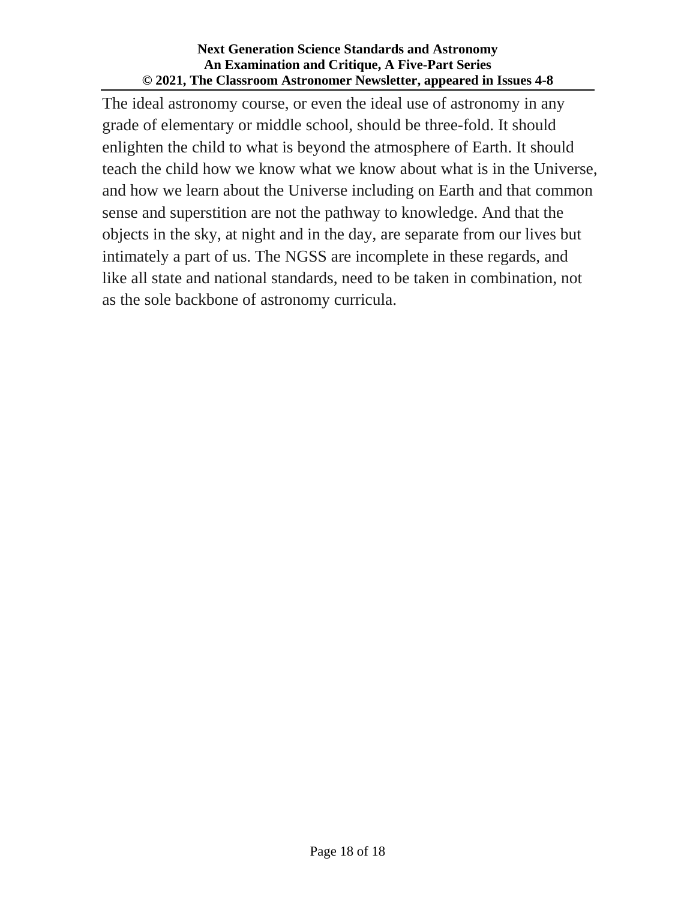The ideal astronomy course, or even the ideal use of astronomy in any grade of elementary or middle school, should be three-fold. It should enlighten the child to what is beyond the atmosphere of Earth. It should teach the child how we know what we know about what is in the Universe, and how we learn about the Universe including on Earth and that common sense and superstition are not the pathway to knowledge. And that the objects in the sky, at night and in the day, are separate from our lives but intimately a part of us. The NGSS are incomplete in these regards, and like all state and national standards, need to be taken in combination, not as the sole backbone of astronomy curricula.